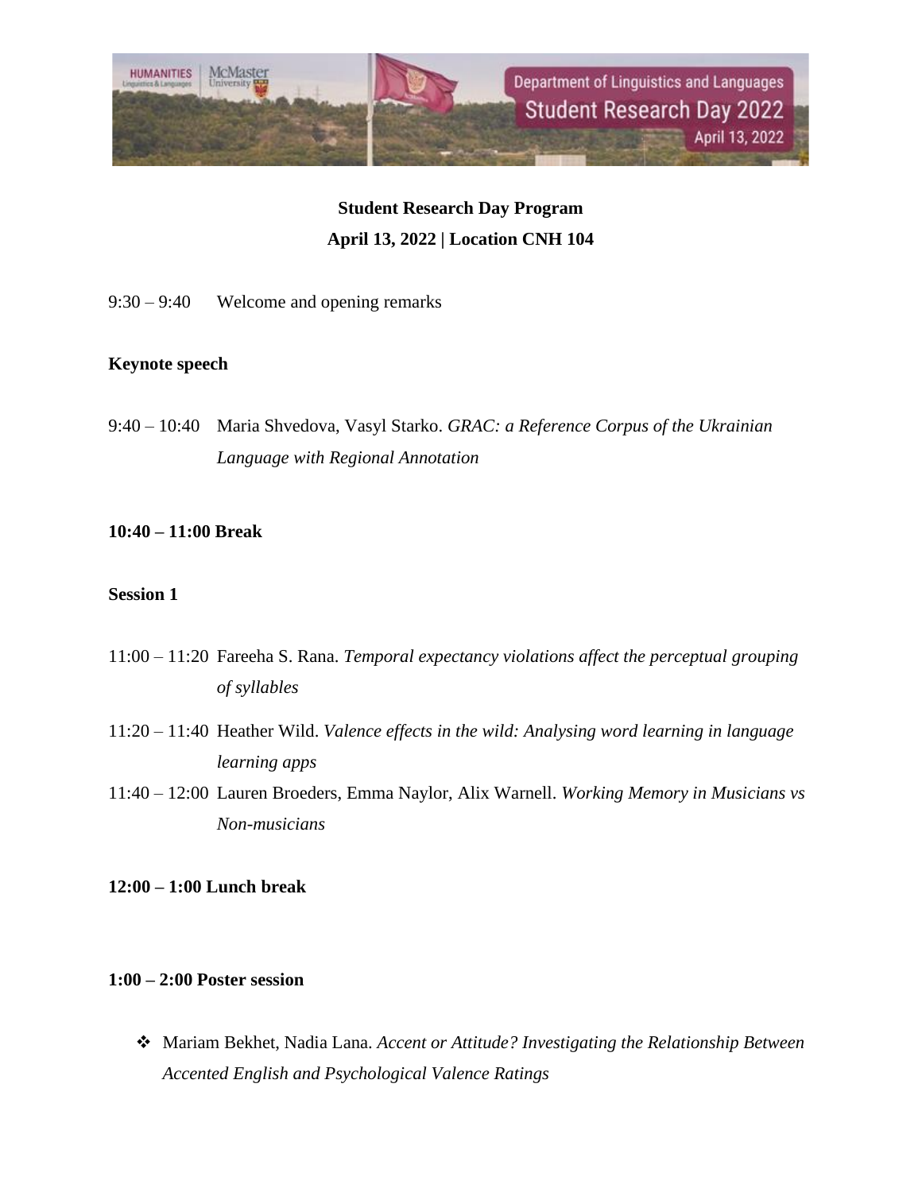# Student Research Day Program

**April 13, 2022 | Location CNH 104**

9:30 – 9:40 Welcome and opening remarks

**Keynote speech**

9:40 – 10:40 Maria Shvedova, Vasyl Starko. *GRAC: a Reference Corpus of the Ukrainian Language with Regional Annotation*

**10:40 – 11:00 Break**

**Session 1**

11:00 – 11:20 Fareeha S. Rana. *Temporal expectancy violations affect the perceptual grouping of syllables*

11:20 – 11:40 Heather Wild. *Valence effects in the wild: Analysing word learning in language learning apps*

11:40 – 12:00 Lauren Broeders, Emma Naylor, Alix Warnell. *Working Memory in Musicians vs Non-musicians*

**12:00 – 1:00 Lunch break**

**1:00 – 2:00 Poster session**

- Mariam Bekhet, Nadia Lana. *Accent or Attitude? Investigating the Relationship Between Accented English and Psychological Valence Ratings*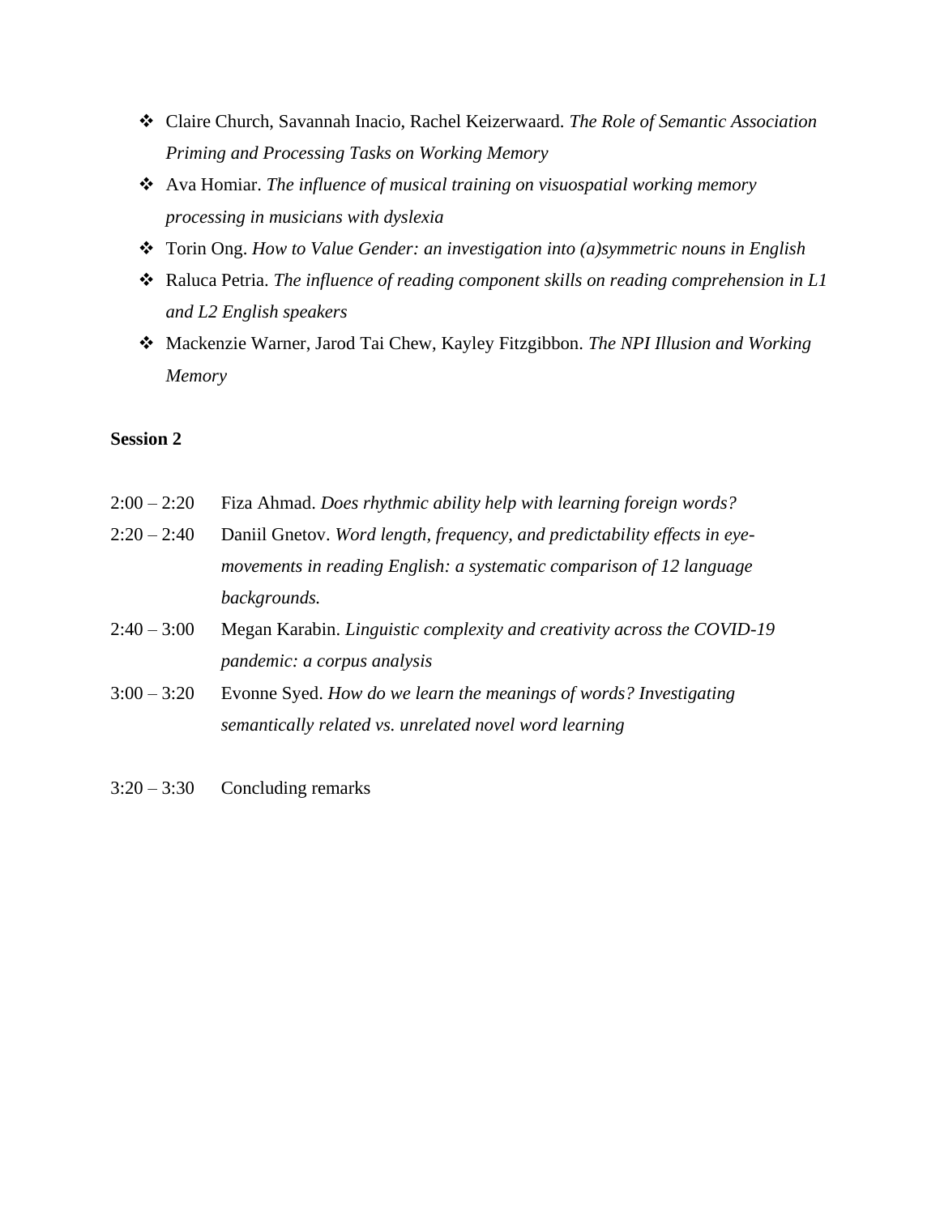- Claire Church, Savannah Inacio, Rachel Keizerwaard. *The Role of Semantic Association Priming and Processing Tasks on Working Memory*
- Ava Homiar. *The influence of musical training on visuospatial working memory processing in musicians with dyslexia*
- Torin Ong. *How to Value Gender: an investigation into (a)symmetric nouns in English*
- Raluca Petria. *The influence of reading component skills on reading comprehension in L1 and L2 English speakers*
- Mackenzie Warner, Jarod Tai Chew, Kayley Fitzgibbon. *The NPI Illusion and Working Memory*

**Session 2**

2:00 – 2:20 Fiza Ahmad. *Does rhythmic ability help with learning foreign words?*

2:20 – 2:40 Daniil Gnetov. *Word length, frequency, and predictability effects in eye-movements in reading English: a systematic comparison of 12 language backgrounds.*

2:40 – 3:00 Megan Karabin. *Linguistic complexity and creativity across the COVID-19 pandemic: a corpus analysis*

3:00 – 3:20 Evonne Syed. *How do we learn the meanings of words? Investigating semantically related vs. unrelated novel word learning*

3:20 – 3:30 Concluding remarks